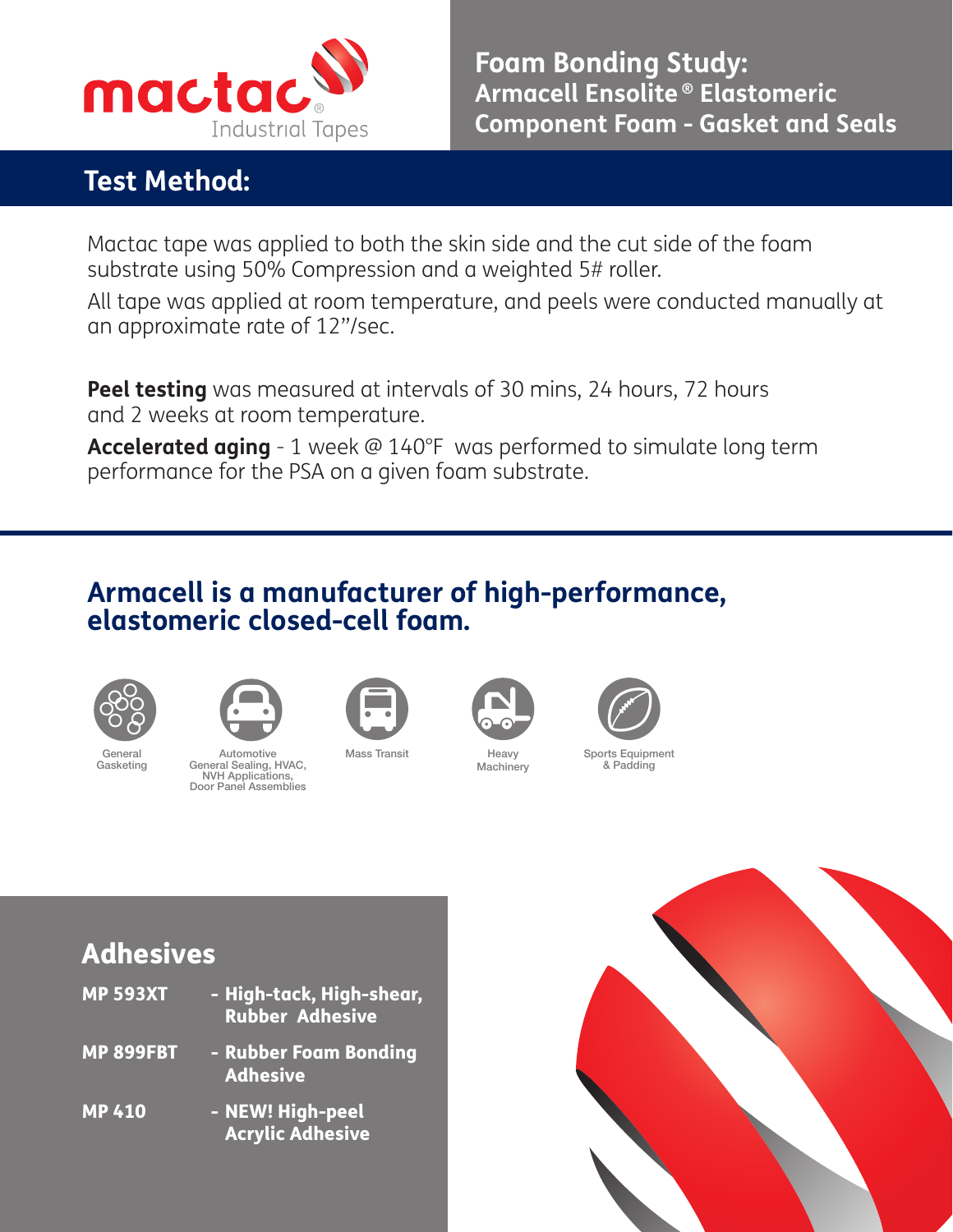mactac® Industrial Tapes

# Foam Bonding Study: Armacell Ensolite® Elastomeric Component Foam - Gasket and Seals

## Test Method:

Mactac tape was applied to both the skin side and the cut side of the foam substrate using 50% Compression and a weighted 5# roller.

All tape was applied at room temperature, and peels were conducted manually at an approximate rate of 12"/sec.

**Peel testing** was measured at intervals of 30 mins, 24 hours, 72 hours and 2 weeks at room temperature.

**Accelerated aging** - 1 week @ 140°F was performed to simulate long term performance for the PSA on a given foam substrate.

## Armacell is a manufacturer of high-performance, elastomeric closed-cell foam.

- General Gasketing
- Automotive General Sealing, HVAC, NVH Applications, Door Panel Assemblies
- Mass Transit
- Heavy Machinery
- Sports Equipment & Padding

## Adhesives

**MP 593XT** - High-tack, High-shear, Rubber Adhesive

**MP 899FBT** - Rubber Foam Bonding Adhesive

**MP 410** - NEW! High-peel Acrylic Adhesive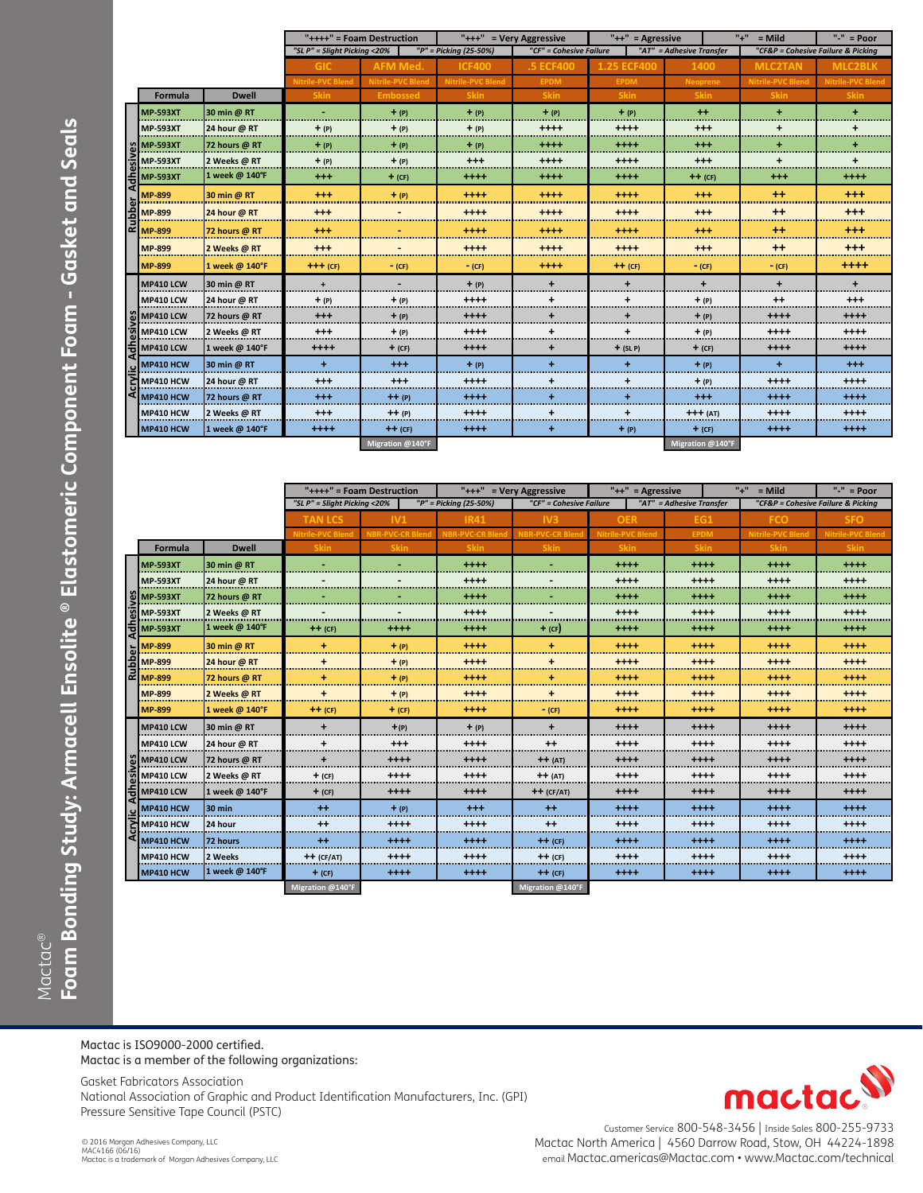# Foam Bonding Study: Armacell Ensolite ® Elastomeric Component Foam - Gasket and Seals

| | | | "++++" = Foam Destruction | | "+++" = Very Aggressive | | "++" = Agressive | | "+" = Mild | "-" = Poor |
|---|---|---|---|---|---|---|---|---|---|---|
| | | | "SL P" = Slight Picking <20% | "P" = Picking (25-50%) | | "CF" = Cohesive Failure | | "AT" = Adhesive Transfer | "CF&P = Cohesive Failure & Picking | |
| | | | GIC | AFM Med. | ICF400 | .5 ECF400 | 1.25 ECF400 | 1400 | MLC2TAN | MLC2BLK |
| | | | Nitrile-PVC Blend | Nitrile-PVC Blend | Nitrile-PVC Blend | EPDM | EPDM | Neoprene | Nitrile-PVC Blend | Nitrile-PVC Blend |
| | Formula | Dwell | Skin | Embossed | Skin | Skin | Skin | Skin | Skin | Skin |
| Rubber Adhesives | MP-593XT | 30 min @ RT | - | + (P) | + (P) | + (P) | + (P) | ++ | + | + |
| | MP-593XT | 24 hour @ RT | + (P) | + (P) | + (P) | ++++ | ++++ | +++ | + | + |
| | MP-593XT | 72 hours @ RT | + (P) | + (P) | + (P) | ++++ | ++++ | +++ | + | + |
| | MP-593XT | 2 Weeks @ RT | + (P) | + (P) | +++ | ++++ | ++++ | +++ | + | + |
| | MP-593XT | 1 week @ 140°F | +++ | + (CF) | ++++ | ++++ | ++++ | ++ (CF) | +++ | ++++ |
| | MP-899 | 30 min @ RT | +++ | + (P) | ++++ | ++++ | ++++ | +++ | ++ | +++ |
| | MP-899 | 24 hour @ RT | +++ | - | ++++ | ++++ | ++++ | +++ | ++ | +++ |
| | MP-899 | 72 hours @ RT | +++ | - | ++++ | ++++ | ++++ | +++ | ++ | +++ |
| | MP-899 | 2 Weeks @ RT | +++ | - | ++++ | ++++ | ++++ | +++ | ++ | +++ |
| | MP-899 | 1 week @ 140°F | +++ (CF) | - (CF) | - (CF) | ++++ | ++ (CF) | - (CF) | - (CF) | ++++ |
| Acrylic Adhesives | MP410 LCW | 30 min @ RT | + | - | + (P) | + | + | + | + | + |
| | MP410 LCW | 24 hour @ RT | + (P) | + (P) | ++++ | + | + | + (P) | ++ | +++ |
| | MP410 LCW | 72 hours @ RT | +++ | + (P) | ++++ | + | + | + (P) | ++++ | ++++ |
| | MP410 LCW | 2 Weeks @ RT | +++ | + (P) | ++++ | + | + | + (P) | ++++ | ++++ |
| | MP410 LCW | 1 week @ 140°F | ++++ | + (CF) | ++++ | + | + (SL P) | + (CF) | ++++ | ++++ |
| | MP410 HCW | 30 min @ RT | + | +++ | + (P) | + | + | + (P) | + | +++ |
| | MP410 HCW | 24 hour @ RT | +++ | +++ | ++++ | + | + | + (P) | ++++ | ++++ |
| | MP410 HCW | 72 hours @ RT | +++ | ++ (P) | ++++ | + | + | +++ | ++++ | ++++ |
| | MP410 HCW | 2 Weeks @ RT | +++ | ++ (P) | ++++ | + | + | +++ (AT) | ++++ | ++++ |
| | MP410 HCW | 1 week @ 140°F | ++++ | ++ (CF) | ++++ | + | + (P) | + (CF) | ++++ | ++++ |
| | | | | Migration @140°F | | | | Migration @140°F | | |

| | | | "++++" = Foam Destruction | | "+++" = Very Aggressive | | "++" = Agressive | | "+" = Mild | "-" = Poor |
|---|---|---|---|---|---|---|---|---|---|---|
| | | | "SL P" = Slight Picking <20% | "P" = Picking (25-50%) | | "CF" = Cohesive Failure | | "AT" = Adhesive Transfer | "CF&P = Cohesive Failure & Picking | |
| | | | TAN LCS | IV1 | IR41 | IV3 | OER | EG1 | FCO | SFO |
| | | | Nitrile-PVC Blend | NBR-PVC-CR Blend | NBR-PVC-CR Blend | NBR-PVC-CR Blend | Nitrile-PVC Blend | EPDM | Nitrile-PVC Blend | Nitrile-PVC Blend |
| | Formula | Dwell | Skin | Skin | Skin | Skin | Skin | Skin | Skin | Skin |
| Rubber Adhesives | MP-593XT | 30 min @ RT | - | - | ++++ | - | ++++ | ++++ | ++++ | ++++ |
| | MP-593XT | 24 hour @ RT | - | - | ++++ | - | ++++ | ++++ | ++++ | ++++ |
| | MP-593XT | 72 hours @ RT | - | - | ++++ | - | ++++ | ++++ | ++++ | ++++ |
| | MP-593XT | 2 Weeks @ RT | - | - | ++++ | - | ++++ | ++++ | ++++ | ++++ |
| | MP-593XT | 1 week @ 140°F | ++ (CF) | ++++ | ++++ | + (CF) | ++++ | ++++ | ++++ | ++++ |
| | MP-899 | 30 min @ RT | + | + (P) | ++++ | + | ++++ | ++++ | ++++ | ++++ |
| | MP-899 | 24 hour @ RT | + | + (P) | ++++ | + | ++++ | ++++ | ++++ | ++++ |
| | MP-899 | 72 hours @ RT | + | + (P) | ++++ | + | ++++ | ++++ | ++++ | ++++ |
| | MP-899 | 2 Weeks @ RT | + | + (P) | ++++ | + | ++++ | ++++ | ++++ | ++++ |
| | MP-899 | 1 week @ 140°F | ++ (CF) | + (CF) | ++++ | - (CF) | ++++ | ++++ | ++++ | ++++ |
| Acrylic Adhesives | MP410 LCW | 30 min @ RT | + | +(P) | + (P) | + | ++++ | ++++ | ++++ | ++++ |
| | MP410 LCW | 24 hour @ RT | + | +++ | ++++ | ++ | ++++ | ++++ | ++++ | ++++ |
| | MP410 LCW | 72 hours @ RT | + | ++++ | ++++ | ++ (AT) | ++++ | ++++ | ++++ | ++++ |
| | MP410 LCW | 2 Weeks @ RT | + (CF) | ++++ | ++++ | ++ (AT) | ++++ | ++++ | ++++ | ++++ |
| | MP410 LCW | 1 week @ 140°F | + (CF) | ++++ | ++++ | ++ (CF/AT) | ++++ | ++++ | ++++ | ++++ |
| | MP410 HCW | 30 min | ++ | + (P) | +++ | ++ | ++++ | ++++ | ++++ | ++++ |
| | MP410 HCW | 24 hour | ++ | ++++ | ++++ | ++ | ++++ | ++++ | ++++ | ++++ |
| | MP410 HCW | 72 hours | ++ | ++++ | ++++ | ++ (CF) | ++++ | ++++ | ++++ | ++++ |
| | MP410 HCW | 2 Weeks | ++ (CF/AT) | ++++ | ++++ | ++ (CF) | ++++ | ++++ | ++++ | ++++ |
| | MP410 HCW | 1 week @ 140°F | + (CF) | ++++ | ++++ | ++ (CF) | ++++ | ++++ | ++++ | ++++ |
| | | | Migration @140°F | | | Migration @140°F | | | | |

Mactac is ISO9000-2000 certified.
Mactac is a member of the following organizations:

Gasket Fabricators Association
National Association of Graphic and Product Identification Manufacturers, Inc. (GPI)
Pressure Sensitive Tape Council (PSTC)

mactac

Customer Service 800-548-3456 | Inside Sales 800-255-9733
Mactac North America | 4560 Darrow Road, Stow, OH 44224-1898
email Mactac.americas@Mactac.com • www.Mactac.com/technical

© 2016 Morgan Adhesives Company, LLC
MAC4166 (06/16)
Mactac is a trademark of Morgan Adhesives Company, LLC